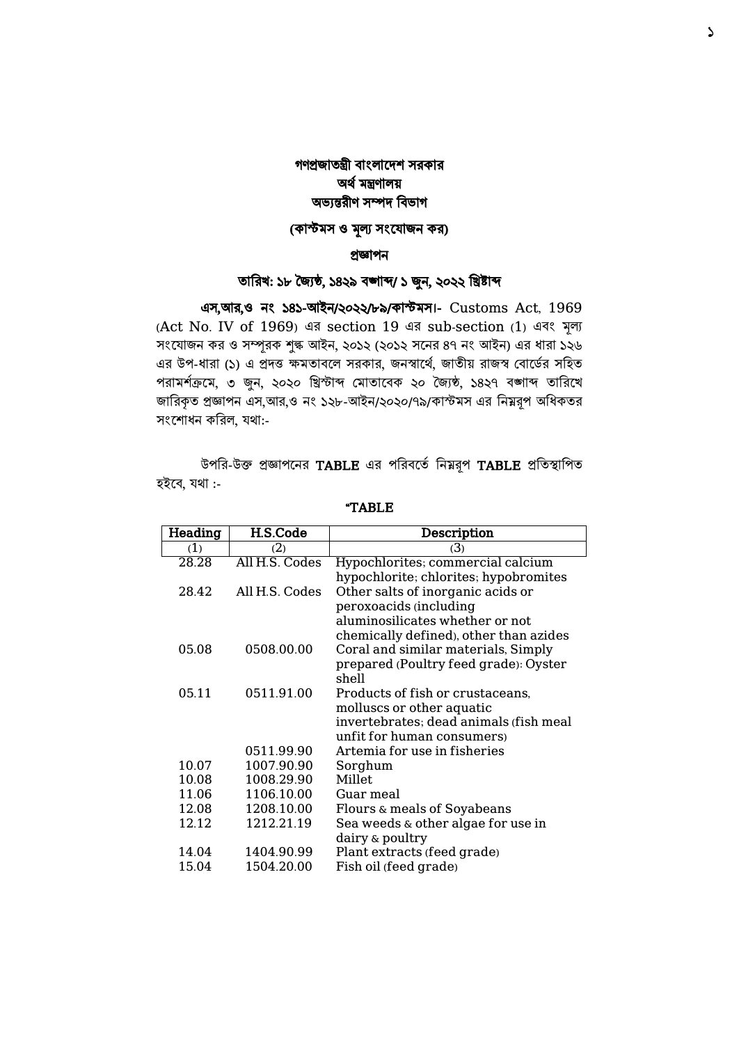**গণপ্রজাতন্ত্রী বাংলাদেশ সরকার**
**অর্থ মন্ত্রণালয়**
**অভ্যন্তরীণ সম্পদ বিভাগ**

**(কাস্টমস ও মূল্য সংযোজন কর)**

**প্রজ্ঞাপন**

**তারিখ: ১৮ জ্যৈষ্ঠ, ১৪২৯ বঙ্গাব্দ/ ১ জুন, ২০২২ খ্রিষ্টাব্দ**

**এস,আর,ও নং ১৪১-আইন/২০২২/৮৯/কাস্টমস।**- Customs Act, 1969 (Act No. IV of 1969) এর section 19 এর sub-section (1) এবং মূল্য সংযোজন কর ও সম্পূরক শুল্ক আইন, ২০১২ (২০১২ সনের ৪৭ নং আইন) এর ধারা ১২৬ এর উপ-ধারা (১) এ প্রদত্ত ক্ষমতাবলে সরকার, জনস্বার্থে, জাতীয় রাজস্ব বোর্ডের সহিত পরামর্শক্রমে, ৩ জুন, ২০২০ খ্রিস্টাব্দ মোতাবেক ২০ জ্যৈষ্ঠ, ১৪২৭ বঙ্গাব্দ তারিখে জারিকৃত প্রজ্ঞাপন এস,আর,ও নং ১২৮-আইন/২০২০/৭৯/কাস্টমস এর নিম্নরূপ অধিকতর সংশোধন করিল, যথা:-

উপরি-উক্ত প্রজ্ঞাপনের **TABLE** এর পরিবর্তে নিম্নরূপ **TABLE** প্রতিস্থাপিত হইবে, যথা :-

**"TABLE**

| Heading | H.S.Code | Description |
|---|---|---|
| (1) | (2) | (3) |
| 28.28 | All H.S. Codes | Hypochlorites; commercial calcium hypochlorite; chlorites; hypobromites |
| 28.42 | All H.S. Codes | Other salts of inorganic acids or peroxoacids (including aluminosilicates whether or not chemically defined), other than azides |
| 05.08 | 0508.00.00 | Coral and similar materials, Simply prepared (Poultry feed grade): Oyster shell |
| 05.11 | 0511.91.00 | Products of fish or crustaceans, molluscs or other aquatic invertebrates; dead animals (fish meal unfit for human consumers) |
| | 0511.99.90 | Artemia for use in fisheries |
| 10.07 | 1007.90.90 | Sorghum |
| 10.08 | 1008.29.90 | Millet |
| 11.06 | 1106.10.00 | Guar meal |
| 12.08 | 1208.10.00 | Flours & meals of Soyabeans |
| 12.12 | 1212.21.19 | Sea weeds & other algae for use in dairy & poultry |
| 14.04 | 1404.90.99 | Plant extracts (feed grade) |
| 15.04 | 1504.20.00 | Fish oil (feed grade) |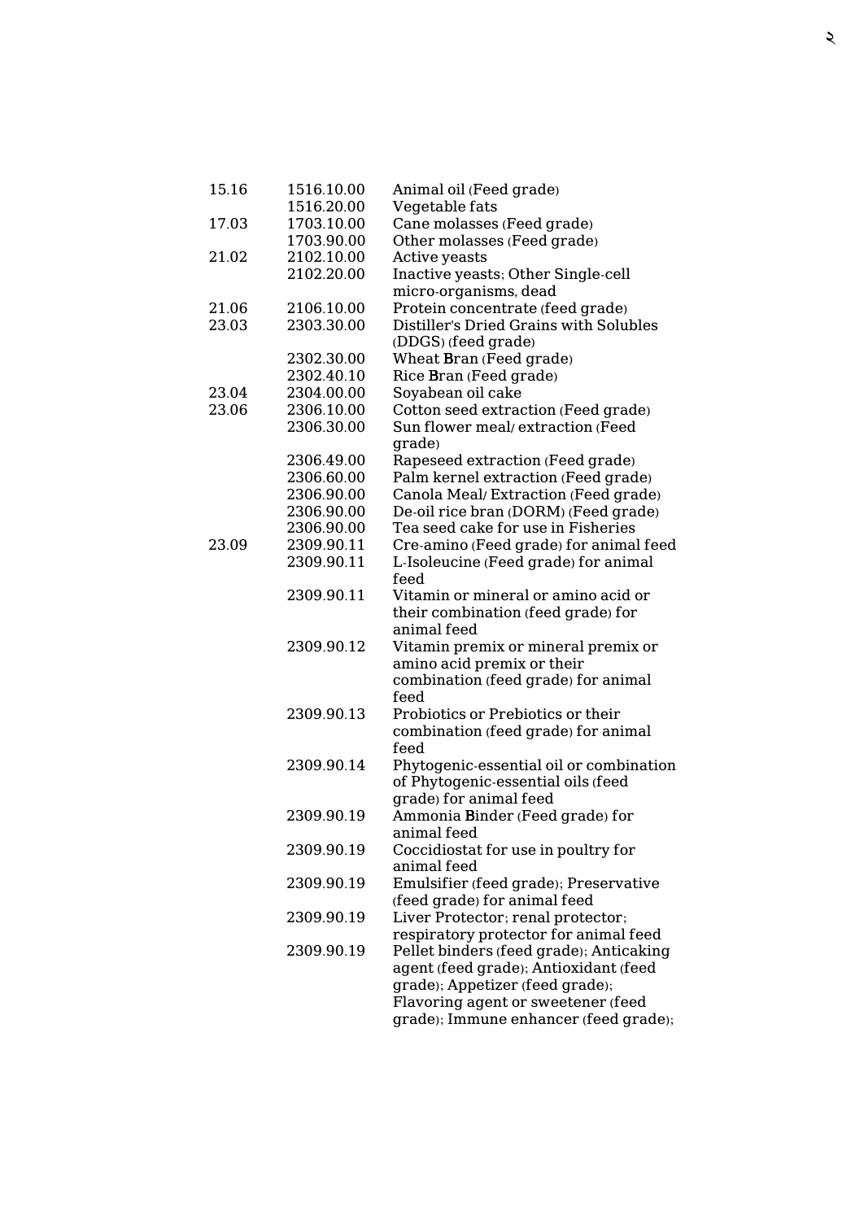| | | |
|---|---|---|
| 15.16 | 1516.10.00 | Animal oil (Feed grade) |
| | 1516.20.00 | Vegetable fats |
| 17.03 | 1703.10.00 | Cane molasses (Feed grade) |
| | 1703.90.00 | Other molasses (Feed grade) |
| 21.02 | 2102.10.00 | Active yeasts |
| | 2102.20.00 | Inactive yeasts; Other Single-cell micro-organisms, dead |
| 21.06 | 2106.10.00 | Protein concentrate (feed grade) |
| 23.03 | 2303.30.00 | Distiller's Dried Grains with Solubles (DDGS) (feed grade) |
| | 2302.30.00 | Wheat Bran (Feed grade) |
| | 2302.40.10 | Rice Bran (Feed grade) |
| 23.04 | 2304.00.00 | Soyabean oil cake |
| 23.06 | 2306.10.00 | Cotton seed extraction (Feed grade) |
| | 2306.30.00 | Sun flower meal/ extraction (Feed grade) |
| | 2306.49.00 | Rapeseed extraction (Feed grade) |
| | 2306.60.00 | Palm kernel extraction (Feed grade) |
| | 2306.90.00 | Canola Meal/ Extraction (Feed grade) |
| | 2306.90.00 | De-oil rice bran (DORM) (Feed grade) |
| | 2306.90.00 | Tea seed cake for use in Fisheries |
| 23.09 | 2309.90.11 | Cre-amino (Feed grade) for animal feed |
| | 2309.90.11 | L-Isoleucine (Feed grade) for animal feed |
| | 2309.90.11 | Vitamin or mineral or amino acid or their combination (feed grade) for animal feed |
| | 2309.90.12 | Vitamin premix or mineral premix or amino acid premix or their combination (feed grade) for animal feed |
| | 2309.90.13 | Probiotics or Prebiotics or their combination (feed grade) for animal feed |
| | 2309.90.14 | Phytogenic-essential oil or combination of Phytogenic-essential oils (feed grade) for animal feed |
| | 2309.90.19 | Ammonia Binder (Feed grade) for animal feed |
| | 2309.90.19 | Coccidiostat for use in poultry for animal feed |
| | 2309.90.19 | Emulsifier (feed grade); Preservative (feed grade) for animal feed |
| | 2309.90.19 | Liver Protector; renal protector; respiratory protector for animal feed |
| | 2309.90.19 | Pellet binders (feed grade); Anticaking agent (feed grade); Antioxidant (feed grade); Appetizer (feed grade); Flavoring agent or sweetener (feed grade); Immune enhancer (feed grade); |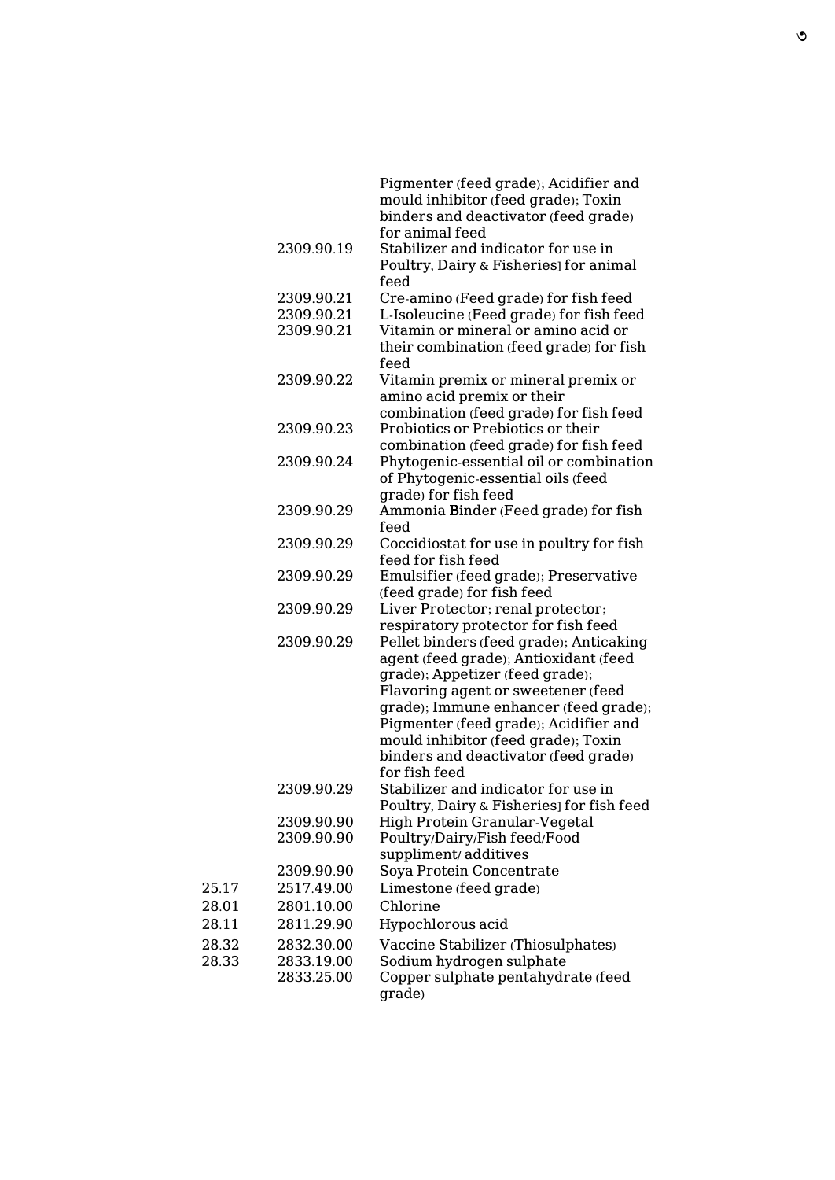| | | |
|---|---|---|
| | | Pigmenter (feed grade); Acidifier and mould inhibitor (feed grade); Toxin binders and deactivator (feed grade) for animal feed |
| | 2309.90.19 | Stabilizer and indicator for use in Poultry, Dairy & Fisheries] for animal feed |
| | 2309.90.21 | Cre-amino (Feed grade) for fish feed |
| | 2309.90.21 | L-Isoleucine (Feed grade) for fish feed |
| | 2309.90.21 | Vitamin or mineral or amino acid or their combination (feed grade) for fish feed |
| | 2309.90.22 | Vitamin premix or mineral premix or amino acid premix or their combination (feed grade) for fish feed |
| | 2309.90.23 | Probiotics or Prebiotics or their combination (feed grade) for fish feed |
| | 2309.90.24 | Phytogenic-essential oil or combination of Phytogenic-essential oils (feed grade) for fish feed |
| | 2309.90.29 | Ammonia Binder (Feed grade) for fish feed |
| | 2309.90.29 | Coccidiostat for use in poultry for fish feed for fish feed |
| | 2309.90.29 | Emulsifier (feed grade); Preservative (feed grade) for fish feed |
| | 2309.90.29 | Liver Protector; renal protector; respiratory protector for fish feed |
| | 2309.90.29 | Pellet binders (feed grade); Anticaking agent (feed grade); Antioxidant (feed grade); Appetizer (feed grade); Flavoring agent or sweetener (feed grade); Immune enhancer (feed grade); Pigmenter (feed grade); Acidifier and mould inhibitor (feed grade); Toxin binders and deactivator (feed grade) for fish feed |
| | 2309.90.29 | Stabilizer and indicator for use in Poultry, Dairy & Fisheries] for fish feed |
| | 2309.90.90 | High Protein Granular-Vegetal |
| | 2309.90.90 | Poultry/Dairy/Fish feed/Food suppliment/ additives |
| | 2309.90.90 | Soya Protein Concentrate |
| 25.17 | 2517.49.00 | Limestone (feed grade) |
| 28.01 | 2801.10.00 | Chlorine |
| 28.11 | 2811.29.90 | Hypochlorous acid |
| 28.32 | 2832.30.00 | Vaccine Stabilizer (Thiosulphates) |
| 28.33 | 2833.19.00 | Sodium hydrogen sulphate |
| | 2833.25.00 | Copper sulphate pentahydrate (feed grade) |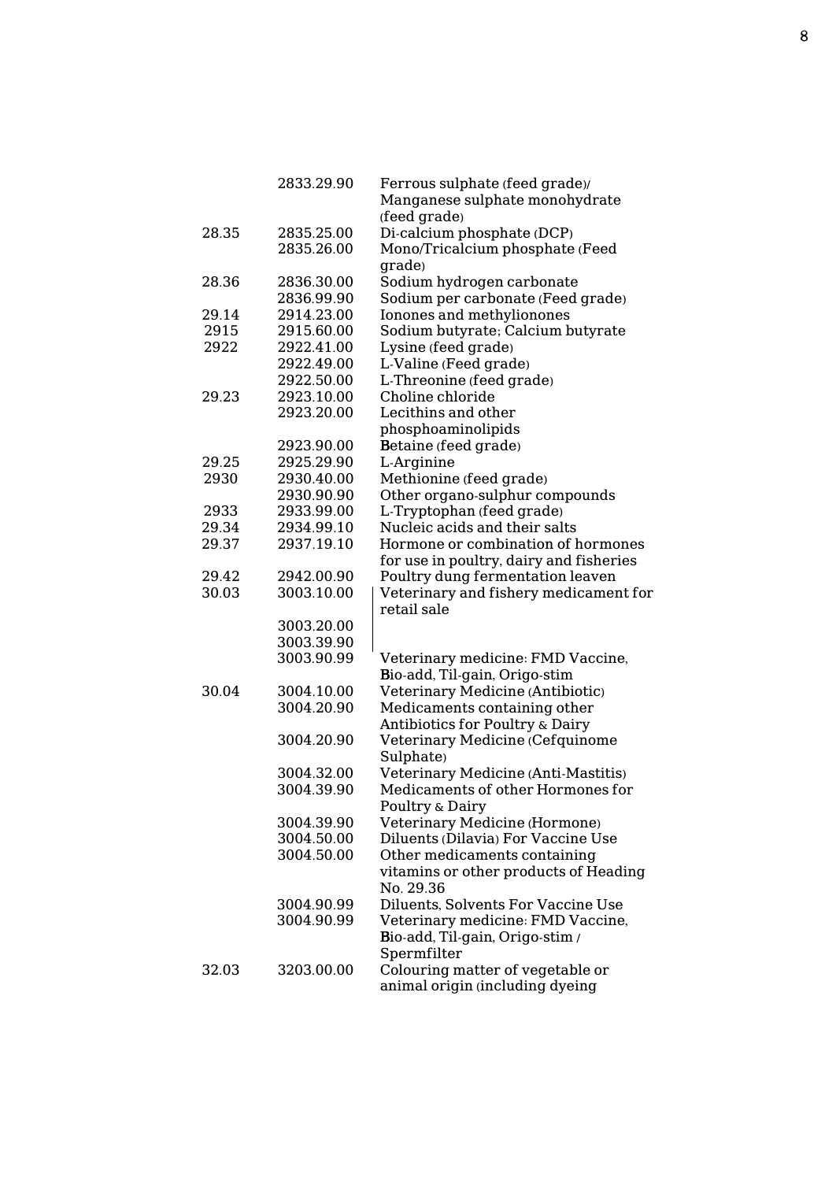| | | |
|---|---|---|
| | 2833.29.90 | Ferrous sulphate (feed grade)/ Manganese sulphate monohydrate (feed grade) |
| 28.35 | 2835.25.00 | Di-calcium phosphate (DCP) |
| | 2835.26.00 | Mono/Tricalcium phosphate (Feed grade) |
| 28.36 | 2836.30.00 | Sodium hydrogen carbonate |
| | 2836.99.90 | Sodium per carbonate (Feed grade) |
| 29.14 | 2914.23.00 | Ionones and methylionones |
| 2915 | 2915.60.00 | Sodium butyrate; Calcium butyrate |
| 2922 | 2922.41.00 | Lysine (feed grade) |
| | 2922.49.00 | L-Valine (Feed grade) |
| | 2922.50.00 | L-Threonine (feed grade) |
| 29.23 | 2923.10.00 | Choline chloride |
| | 2923.20.00 | Lecithins and other phosphoaminolipids |
| | 2923.90.00 | Betaine (feed grade) |
| 29.25 | 2925.29.90 | L-Arginine |
| 2930 | 2930.40.00 | Methionine (feed grade) |
| | 2930.90.90 | Other organo-sulphur compounds |
| 2933 | 2933.99.00 | L-Tryptophan (feed grade) |
| 29.34 | 2934.99.10 | Nucleic acids and their salts |
| 29.37 | 2937.19.10 | Hormone or combination of hormones for use in poultry, dairy and fisheries |
| 29.42 | 2942.00.90 | Poultry dung fermentation leaven |
| 30.03 | 3003.10.00 | Veterinary and fishery medicament for retail sale |
| | 3003.20.00 | |
| | 3003.39.90 | |
| | 3003.90.99 | Veterinary medicine: FMD Vaccine, Bio-add, Til-gain, Origo-stim |
| 30.04 | 3004.10.00 | Veterinary Medicine (Antibiotic) |
| | 3004.20.90 | Medicaments containing other Antibiotics for Poultry & Dairy |
| | 3004.20.90 | Veterinary Medicine (Cefquinome Sulphate) |
| | 3004.32.00 | Veterinary Medicine (Anti-Mastitis) |
| | 3004.39.90 | Medicaments of other Hormones for Poultry & Dairy |
| | 3004.39.90 | Veterinary Medicine (Hormone) |
| | 3004.50.00 | Diluents (Dilavia) For Vaccine Use |
| | 3004.50.00 | Other medicaments containing vitamins or other products of Heading No. 29.36 |
| | 3004.90.99 | Diluents, Solvents For Vaccine Use |
| | 3004.90.99 | Veterinary medicine: FMD Vaccine, Bio-add, Til-gain, Origo-stim / Spermfilter |
| 32.03 | 3203.00.00 | Colouring matter of vegetable or animal origin (including dyeing |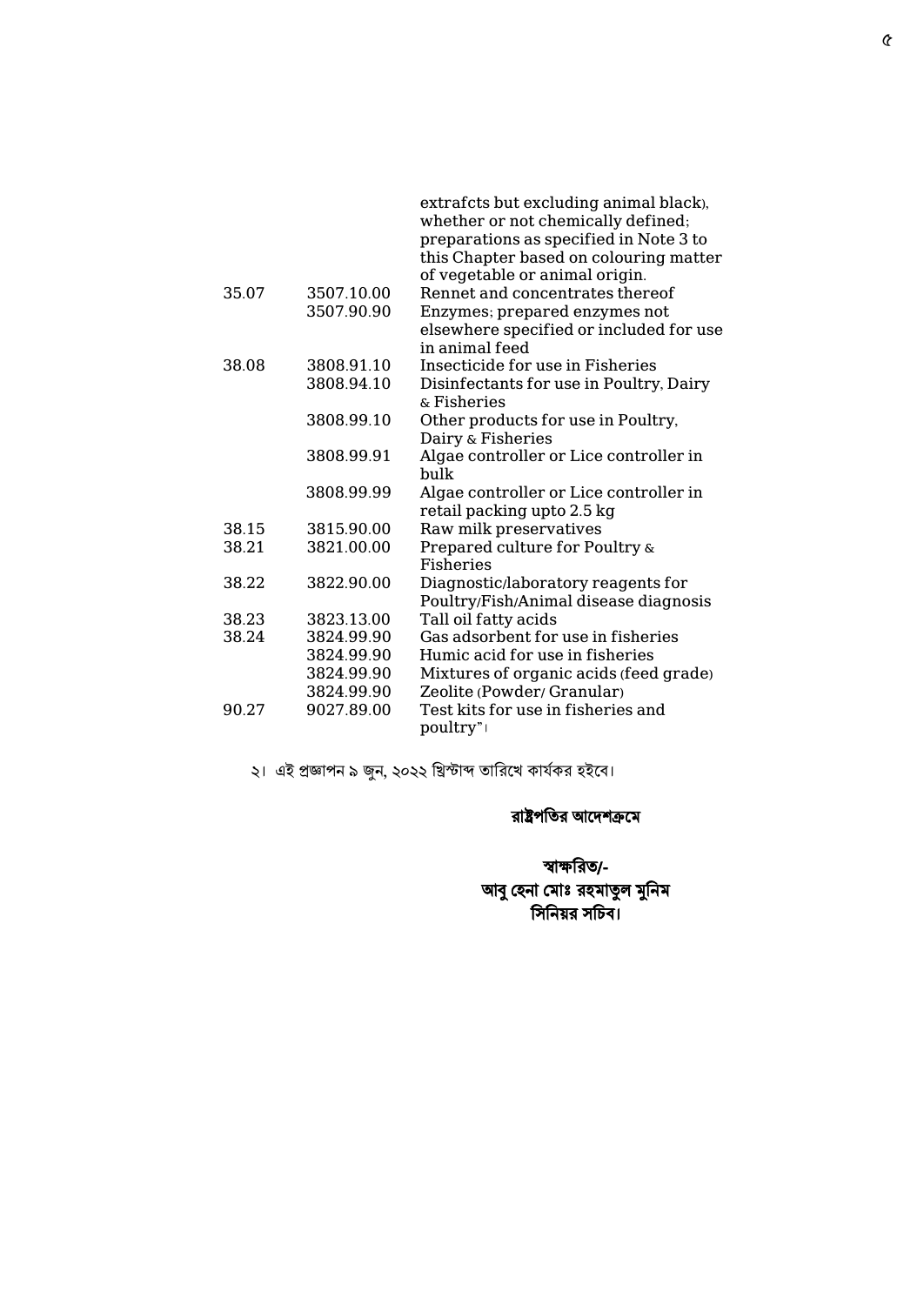| | | |
|---|---|---|
| | | extrafcts but excluding animal black), whether or not chemically defined; preparations as specified in Note 3 to this Chapter based on colouring matter of vegetable or animal origin. |
| 35.07 | 3507.10.00 | Rennet and concentrates thereof |
| | 3507.90.90 | Enzymes; prepared enzymes not elsewhere specified or included for use in animal feed |
| 38.08 | 3808.91.10 | Insecticide for use in Fisheries |
| | 3808.94.10 | Disinfectants for use in Poultry, Dairy & Fisheries |
| | 3808.99.10 | Other products for use in Poultry, Dairy & Fisheries |
| | 3808.99.91 | Algae controller or Lice controller in bulk |
| | 3808.99.99 | Algae controller or Lice controller in retail packing upto 2.5 kg |
| 38.15 | 3815.90.00 | Raw milk preservatives |
| 38.21 | 3821.00.00 | Prepared culture for Poultry & Fisheries |
| 38.22 | 3822.90.00 | Diagnostic/laboratory reagents for Poultry/Fish/Animal disease diagnosis |
| 38.23 | 3823.13.00 | Tall oil fatty acids |
| 38.24 | 3824.99.90 | Gas adsorbent for use in fisheries |
| | 3824.99.90 | Humic acid for use in fisheries |
| | 3824.99.90 | Mixtures of organic acids (feed grade) |
| | 3824.99.90 | Zeolite (Powder/ Granular) |
| 90.27 | 9027.89.00 | Test kits for use in fisheries and poultry"। |

২। এই প্রজ্ঞাপন ৯ জুন, ২০২২ খ্রিস্টাব্দ তারিখে কার্যকর হইবে।

**রাষ্ট্রপতির আদেশক্রমে**

**স্বাক্ষরিত/-**
**আবু হেনা মোঃ রহমাতুল মুনিম**
**সিনিয়র সচিব।**